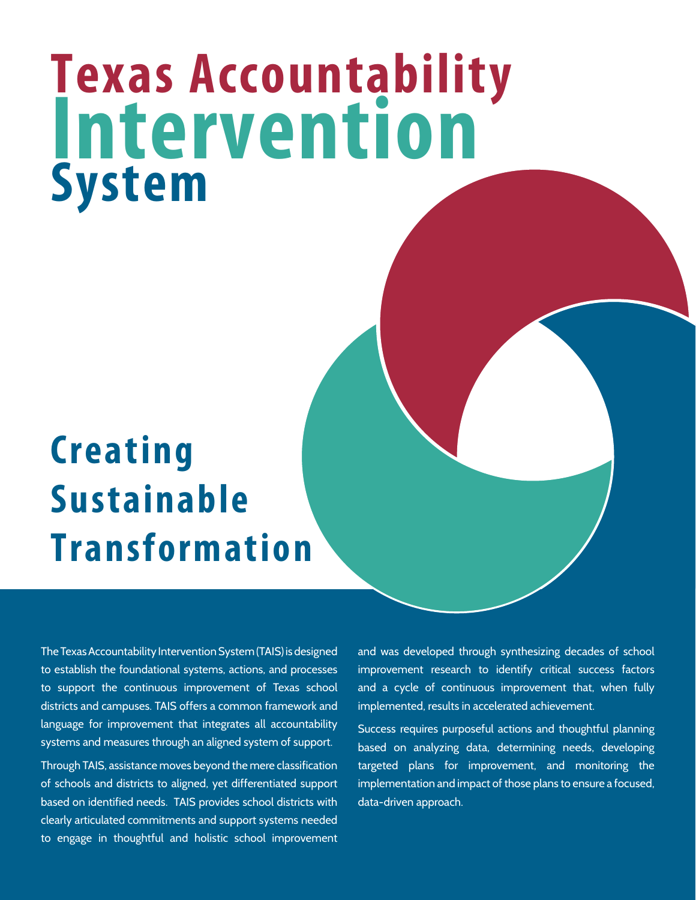# Texas Accountability Intervention System

## Creating Sustainable Transformation

The Texas Accountability Intervention System (TAIS) is designed to establish the foundational systems, actions, and processes to support the continuous improvement of Texas school districts and campuses. TAIS offers a common framework and language for improvement that integrates all accountability systems and measures through an aligned system of support.

Through TAIS, assistance moves beyond the mere classification of schools and districts to aligned, yet differentiated support based on identified needs. TAIS provides school districts with clearly articulated commitments and support systems needed to engage in thoughtful and holistic school improvement and was developed through synthesizing decades of school improvement research to identify critical success factors and a cycle of continuous improvement that, when fully implemented, results in accelerated achievement.

Success requires purposeful actions and thoughtful planning based on analyzing data, determining needs, developing targeted plans for improvement, and monitoring the implementation and impact of those plans to ensure a focused, data-driven approach.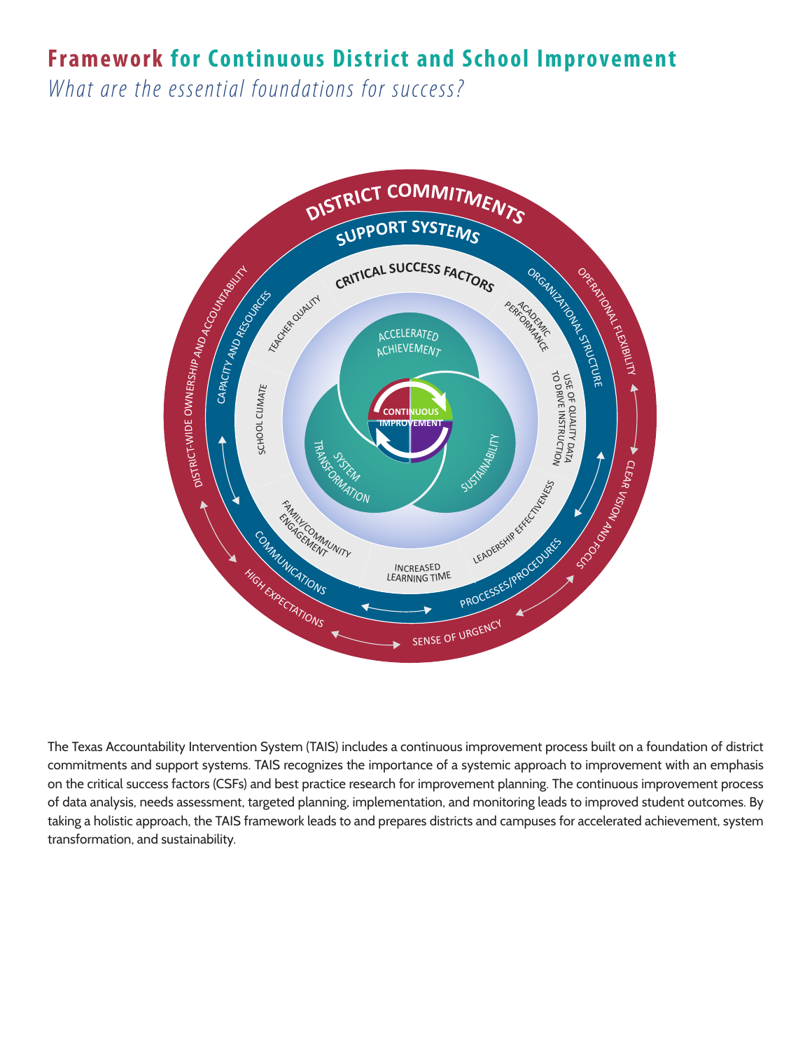# Framework for Continuous District and School Improvement

*What are the essential foundations for success?*

DISTRICT COMMITMENTS

SUPPORT SYSTEMS

CRITICAL SUCCESS FACTORS

DISTRICT-WIDE OWNERSHIP AND ACCOUNTABILITY
OPERATIONAL FLEXIBILITY
CLEAR VISION AND FOCUS
SENSE OF URGENCY
HIGH EXPECTATIONS

CAPACITY AND RESOURCES
ORGANIZATIONAL STRUCTURE
PROCESSES/PROCEDURES
COMMUNICATIONS

TEACHER QUALITY
ACADEMIC PERFORMANCE
USE OF QUALITY DATA TO DRIVE INSTRUCTION
LEADERSHIP EFFECTIVENESS
INCREASED LEARNING TIME
FAMILY/COMMUNITY ENGAGEMENT
SCHOOL CLIMATE

ACCELERATED ACHIEVEMENT
SUSTAINABILITY
SYSTEM TRANSFORMATION

CONTINUOUS IMPROVEMENT

The Texas Accountability Intervention System (TAIS) includes a continuous improvement process built on a foundation of district commitments and support systems. TAIS recognizes the importance of a systemic approach to improvement with an emphasis on the critical success factors (CSFs) and best practice research for improvement planning. The continuous improvement process of data analysis, needs assessment, targeted planning, implementation, and monitoring leads to improved student outcomes. By taking a holistic approach, the TAIS framework leads to and prepares districts and campuses for accelerated achievement, system transformation, and sustainability.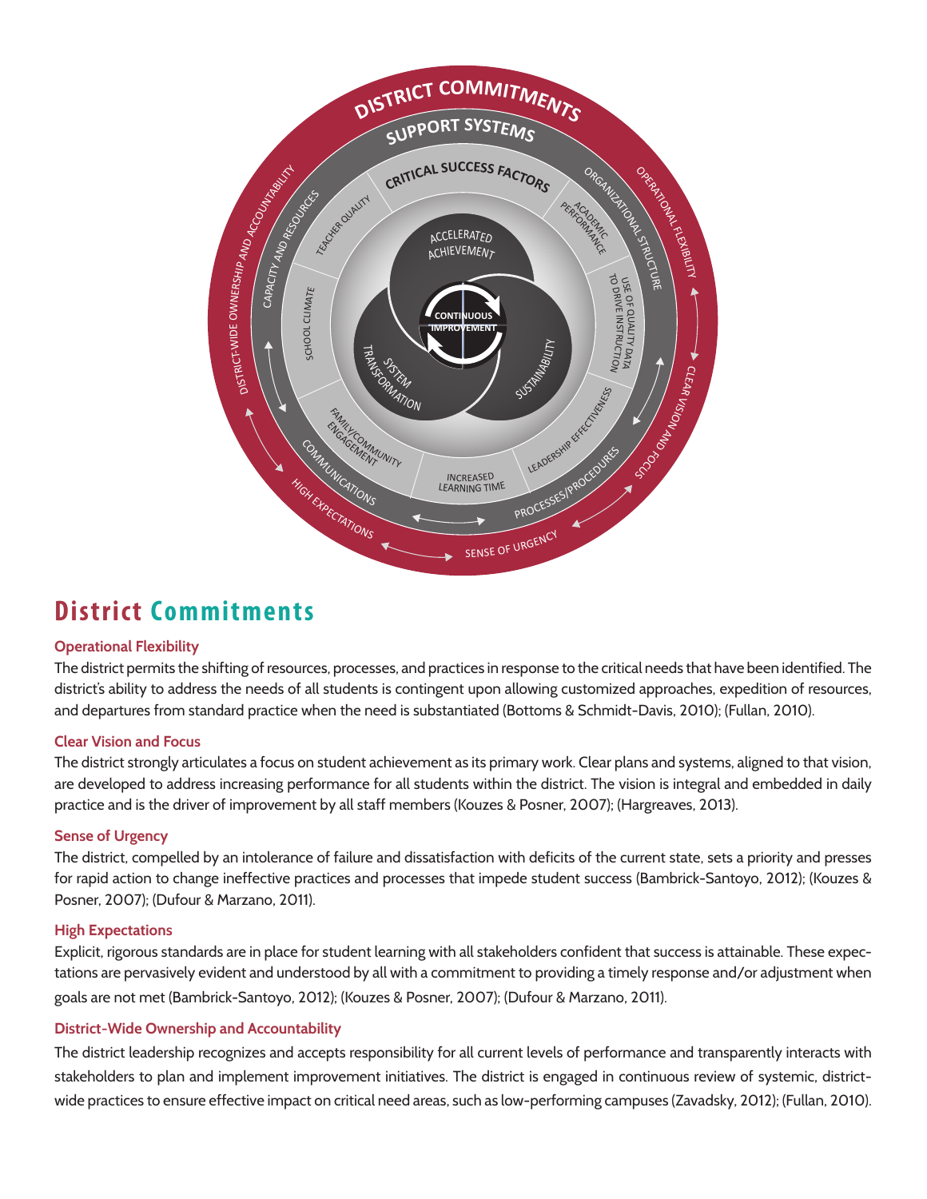## District Commitments

### Operational Flexibility

The district permits the shifting of resources, processes, and practices in response to the critical needs that have been identified. The district's ability to address the needs of all students is contingent upon allowing customized approaches, expedition of resources, and departures from standard practice when the need is substantiated (Bottoms & Schmidt-Davis, 2010); (Fullan, 2010).

### Clear Vision and Focus

The district strongly articulates a focus on student achievement as its primary work. Clear plans and systems, aligned to that vision, are developed to address increasing performance for all students within the district. The vision is integral and embedded in daily practice and is the driver of improvement by all staff members (Kouzes & Posner, 2007); (Hargreaves, 2013).

### Sense of Urgency

The district, compelled by an intolerance of failure and dissatisfaction with deficits of the current state, sets a priority and presses for rapid action to change ineffective practices and processes that impede student success (Bambrick-Santoyo, 2012); (Kouzes & Posner, 2007); (Dufour & Marzano, 2011).

### High Expectations

Explicit, rigorous standards are in place for student learning with all stakeholders confident that success is attainable. These expectations are pervasively evident and understood by all with a commitment to providing a timely response and/or adjustment when goals are not met (Bambrick-Santoyo, 2012); (Kouzes & Posner, 2007); (Dufour & Marzano, 2011).

### District-Wide Ownership and Accountability

The district leadership recognizes and accepts responsibility for all current levels of performance and transparently interacts with stakeholders to plan and implement improvement initiatives. The district is engaged in continuous review of systemic, district-wide practices to ensure effective impact on critical need areas, such as low-performing campuses (Zavadsky, 2012); (Fullan, 2010).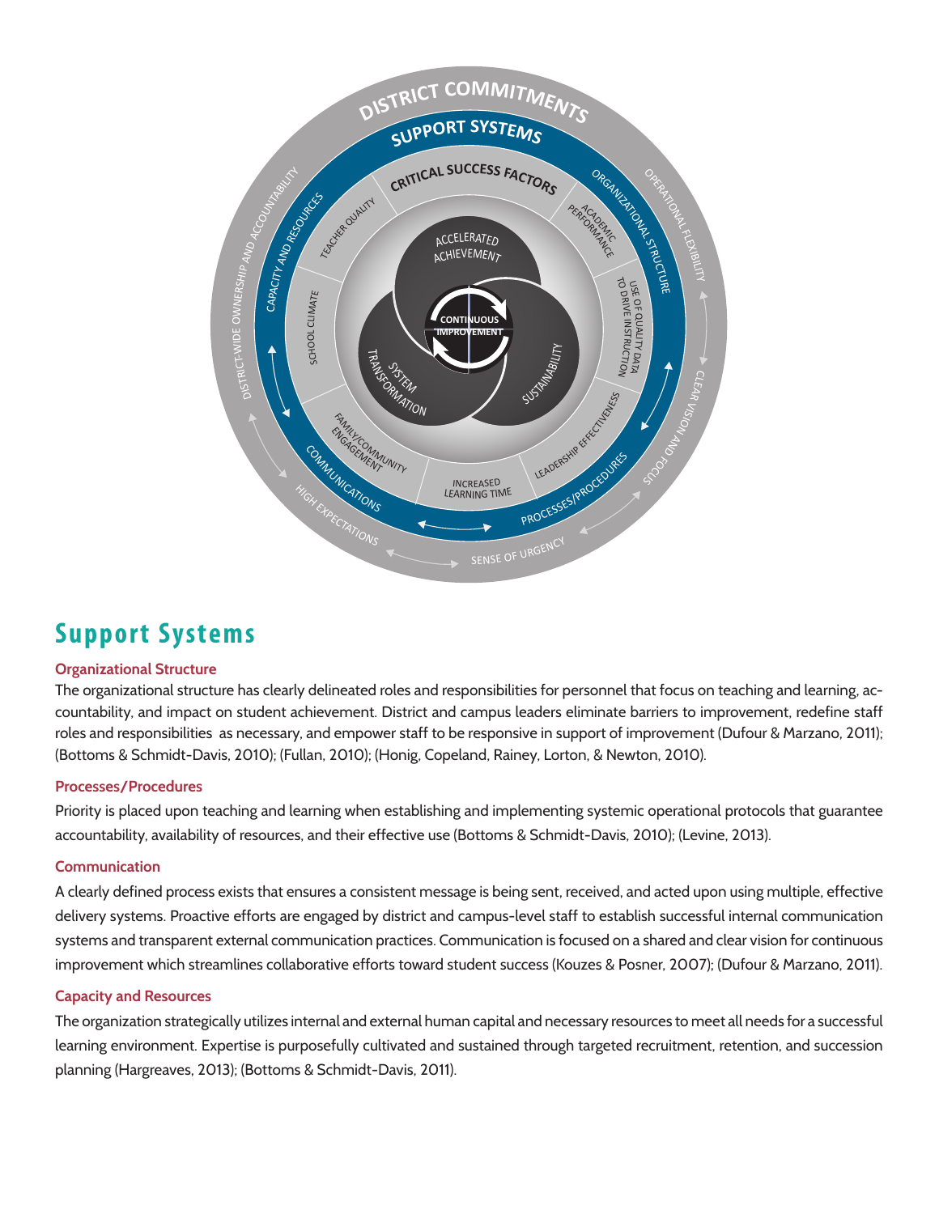## Support Systems

### Organizational Structure

The organizational structure has clearly delineated roles and responsibilities for personnel that focus on teaching and learning, accountability, and impact on student achievement. District and campus leaders eliminate barriers to improvement, redefine staff roles and responsibilities as necessary, and empower staff to be responsive in support of improvement (Dufour & Marzano, 2011); (Bottoms & Schmidt-Davis, 2010); (Fullan, 2010); (Honig, Copeland, Rainey, Lorton, & Newton, 2010).

### Processes/Procedures

Priority is placed upon teaching and learning when establishing and implementing systemic operational protocols that guarantee accountability, availability of resources, and their effective use (Bottoms & Schmidt-Davis, 2010); (Levine, 2013).

### Communication

A clearly defined process exists that ensures a consistent message is being sent, received, and acted upon using multiple, effective delivery systems. Proactive efforts are engaged by district and campus-level staff to establish successful internal communication systems and transparent external communication practices. Communication is focused on a shared and clear vision for continuous improvement which streamlines collaborative efforts toward student success (Kouzes & Posner, 2007); (Dufour & Marzano, 2011).

### Capacity and Resources

The organization strategically utilizes internal and external human capital and necessary resources to meet all needs for a successful learning environment. Expertise is purposefully cultivated and sustained through targeted recruitment, retention, and succession planning (Hargreaves, 2013); (Bottoms & Schmidt-Davis, 2011).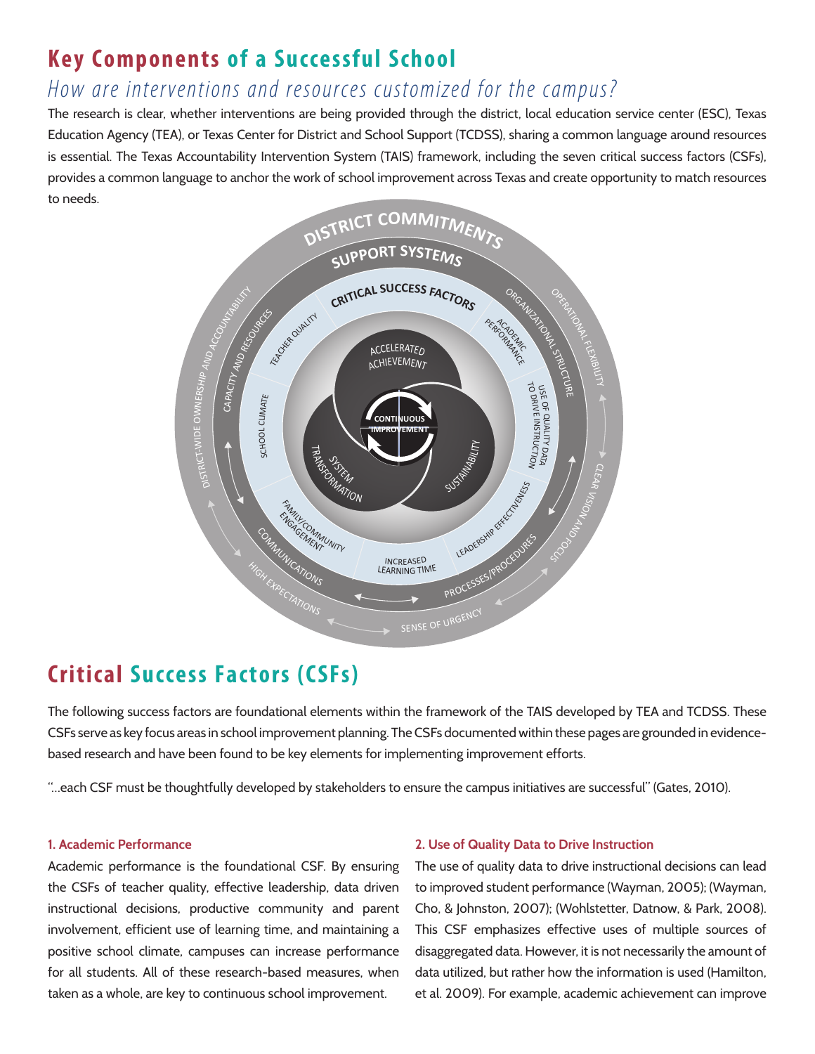# Key Components of a Successful School

## *How are interventions and resources customized for the campus?*

The research is clear, whether interventions are being provided through the district, local education service center (ESC), Texas Education Agency (TEA), or Texas Center for District and School Support (TCDSS), sharing a common language around resources is essential. The Texas Accountability Intervention System (TAIS) framework, including the seven critical success factors (CSFs), provides a common language to anchor the work of school improvement across Texas and create opportunity to match resources to needs.

DISTRICT COMMITMENTS

SUPPORT SYSTEMS

CRITICAL SUCCESS FACTORS

ACADEMIC PERFORMANCE · USE OF QUALITY DATA TO DRIVE INSTRUCTION · LEADERSHIP EFFECTIVENESS · INCREASED LEARNING TIME · FAMILY/COMMUNITY ENGAGEMENT · SCHOOL CLIMATE · TEACHER QUALITY

ACCELERATED ACHIEVEMENT · SYSTEM TRANSFORMATION · SUSTAINABILITY · CONTINUOUS IMPROVEMENT

ORGANIZATIONAL STRUCTURE · PROCESSES/PROCEDURES · COMMUNICATIONS · CAPACITY AND RESOURCES

OPERATIONAL FLEXIBILITY · CLEAR VISION AND FOCUS · SENSE OF URGENCY · HIGH EXPECTATIONS · DISTRICT-WIDE OWNERSHIP AND ACCOUNTABILITY

# Critical Success Factors (CSFs)

The following success factors are foundational elements within the framework of the TAIS developed by TEA and TCDSS. These CSFs serve as key focus areas in school improvement planning. The CSFs documented within these pages are grounded in evidence-based research and have been found to be key elements for implementing improvement efforts.

"...each CSF must be thoughtfully developed by stakeholders to ensure the campus initiatives are successful" (Gates, 2010).

#### 1. Academic Performance

Academic performance is the foundational CSF. By ensuring the CSFs of teacher quality, effective leadership, data driven instructional decisions, productive community and parent involvement, efficient use of learning time, and maintaining a positive school climate, campuses can increase performance for all students. All of these research-based measures, when taken as a whole, are key to continuous school improvement.

#### 2. Use of Quality Data to Drive Instruction

The use of quality data to drive instructional decisions can lead to improved student performance (Wayman, 2005); (Wayman, Cho, & Johnston, 2007); (Wohlstetter, Datnow, & Park, 2008). This CSF emphasizes effective uses of multiple sources of disaggregated data. However, it is not necessarily the amount of data utilized, but rather how the information is used (Hamilton, et al. 2009). For example, academic achievement can improve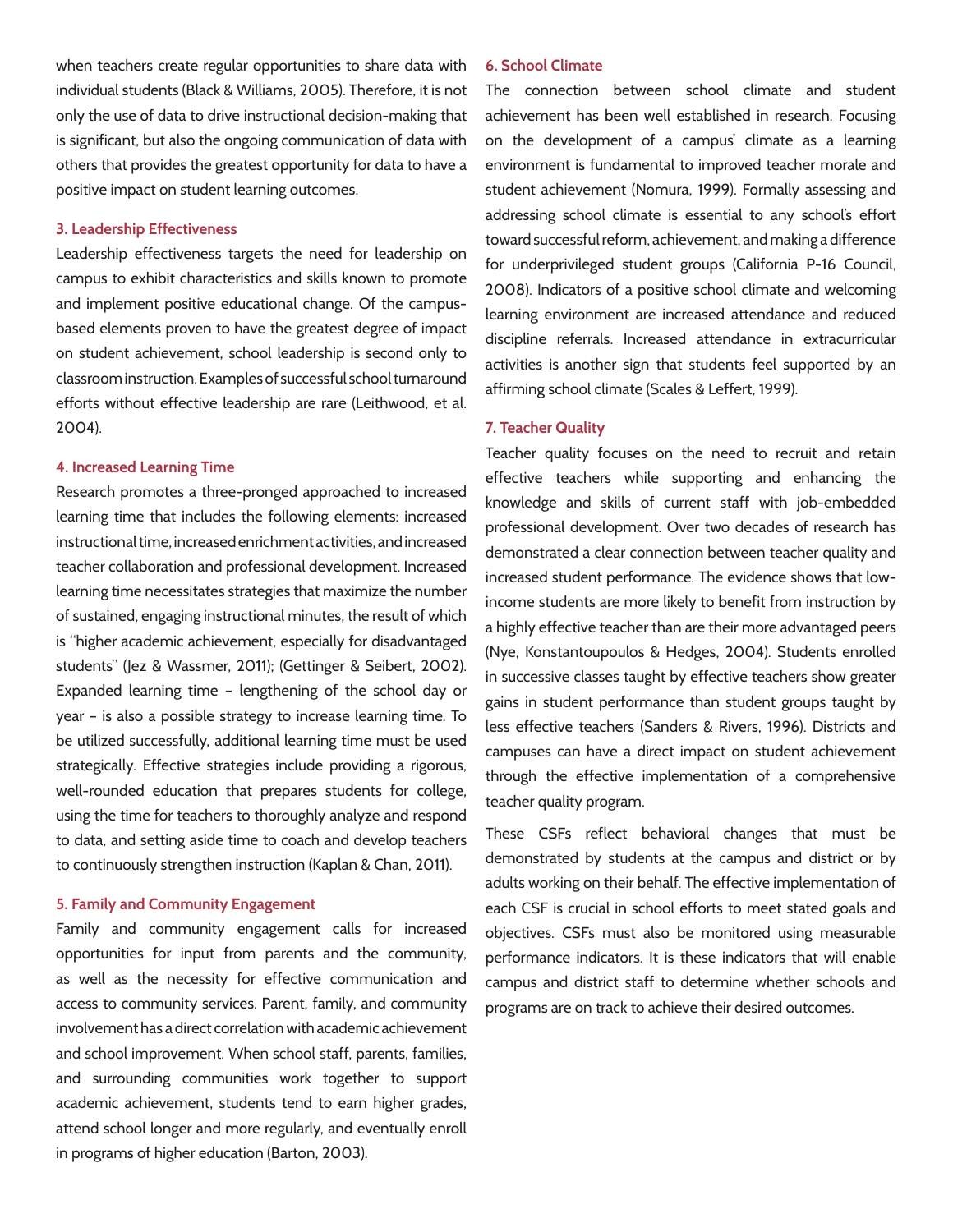when teachers create regular opportunities to share data with individual students (Black & Williams, 2005). Therefore, it is not only the use of data to drive instructional decision-making that is significant, but also the ongoing communication of data with others that provides the greatest opportunity for data to have a positive impact on student learning outcomes.

### 3. Leadership Effectiveness

Leadership effectiveness targets the need for leadership on campus to exhibit characteristics and skills known to promote and implement positive educational change. Of the campus-based elements proven to have the greatest degree of impact on student achievement, school leadership is second only to classroom instruction. Examples of successful school turnaround efforts without effective leadership are rare (Leithwood, et al. 2004).

### 4. Increased Learning Time

Research promotes a three-pronged approached to increased learning time that includes the following elements: increased instructional time, increased enrichment activities, and increased teacher collaboration and professional development. Increased learning time necessitates strategies that maximize the number of sustained, engaging instructional minutes, the result of which is "higher academic achievement, especially for disadvantaged students" (Jez & Wassmer, 2011); (Gettinger & Seibert, 2002). Expanded learning time – lengthening of the school day or year – is also a possible strategy to increase learning time. To be utilized successfully, additional learning time must be used strategically. Effective strategies include providing a rigorous, well-rounded education that prepares students for college, using the time for teachers to thoroughly analyze and respond to data, and setting aside time to coach and develop teachers to continuously strengthen instruction (Kaplan & Chan, 2011).

### 5. Family and Community Engagement

Family and community engagement calls for increased opportunities for input from parents and the community, as well as the necessity for effective communication and access to community services. Parent, family, and community involvement has a direct correlation with academic achievement and school improvement. When school staff, parents, families, and surrounding communities work together to support academic achievement, students tend to earn higher grades, attend school longer and more regularly, and eventually enroll in programs of higher education (Barton, 2003).

### 6. School Climate

The connection between school climate and student achievement has been well established in research. Focusing on the development of a campus' climate as a learning environment is fundamental to improved teacher morale and student achievement (Nomura, 1999). Formally assessing and addressing school climate is essential to any school's effort toward successful reform, achievement, and making a difference for underprivileged student groups (California P-16 Council, 2008). Indicators of a positive school climate and welcoming learning environment are increased attendance and reduced discipline referrals. Increased attendance in extracurricular activities is another sign that students feel supported by an affirming school climate (Scales & Leffert, 1999).

### 7. Teacher Quality

Teacher quality focuses on the need to recruit and retain effective teachers while supporting and enhancing the knowledge and skills of current staff with job-embedded professional development. Over two decades of research has demonstrated a clear connection between teacher quality and increased student performance. The evidence shows that low-income students are more likely to benefit from instruction by a highly effective teacher than are their more advantaged peers (Nye, Konstantoupoulos & Hedges, 2004). Students enrolled in successive classes taught by effective teachers show greater gains in student performance than student groups taught by less effective teachers (Sanders & Rivers, 1996). Districts and campuses can have a direct impact on student achievement through the effective implementation of a comprehensive teacher quality program.

These CSFs reflect behavioral changes that must be demonstrated by students at the campus and district or by adults working on their behalf. The effective implementation of each CSF is crucial in school efforts to meet stated goals and objectives. CSFs must also be monitored using measurable performance indicators. It is these indicators that will enable campus and district staff to determine whether schools and programs are on track to achieve their desired outcomes.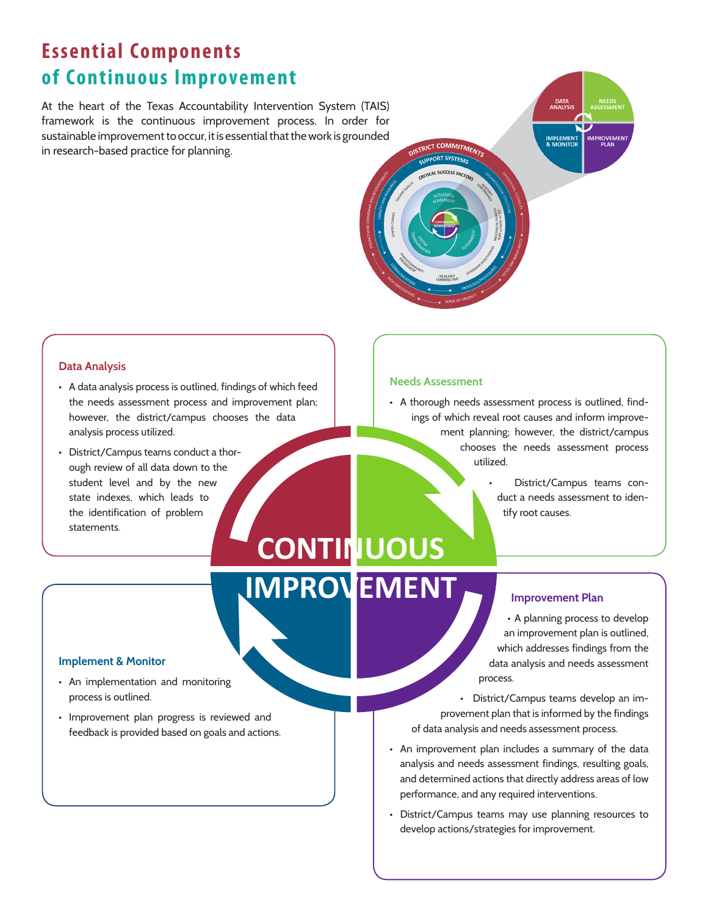# Essential Components of Continuous Improvement

At the heart of the Texas Accountability Intervention System (TAIS) framework is the continuous improvement process. In order for sustainable improvement to occur, it is essential that the work is grounded in research-based practice for planning.

### Data Analysis

- A data analysis process is outlined, findings of which feed the needs assessment process and improvement plan; however, the district/campus chooses the data analysis process utilized.
- District/Campus teams conduct a thorough review of all data down to the student level and by the new state indexes, which leads to the identification of problem statements.

### Needs Assessment

- A thorough needs assessment process is outlined, findings of which reveal root causes and inform improvement planning; however, the district/campus chooses the needs assessment process utilized.
- District/Campus teams conduct a needs assessment to identify root causes.

**CONTINUOUS IMPROVEMENT**

### Improvement Plan

- A planning process to develop an improvement plan is outlined, which addresses findings from the data analysis and needs assessment process.
- District/Campus teams develop an improvement plan that is informed by the findings of data analysis and needs assessment process.
- An improvement plan includes a summary of the data analysis and needs assessment findings, resulting goals, and determined actions that directly address areas of low performance, and any required interventions.
- District/Campus teams may use planning resources to develop actions/strategies for improvement.

### Implement & Monitor

- An implementation and monitoring process is outlined.
- Improvement plan progress is reviewed and feedback is provided based on goals and actions.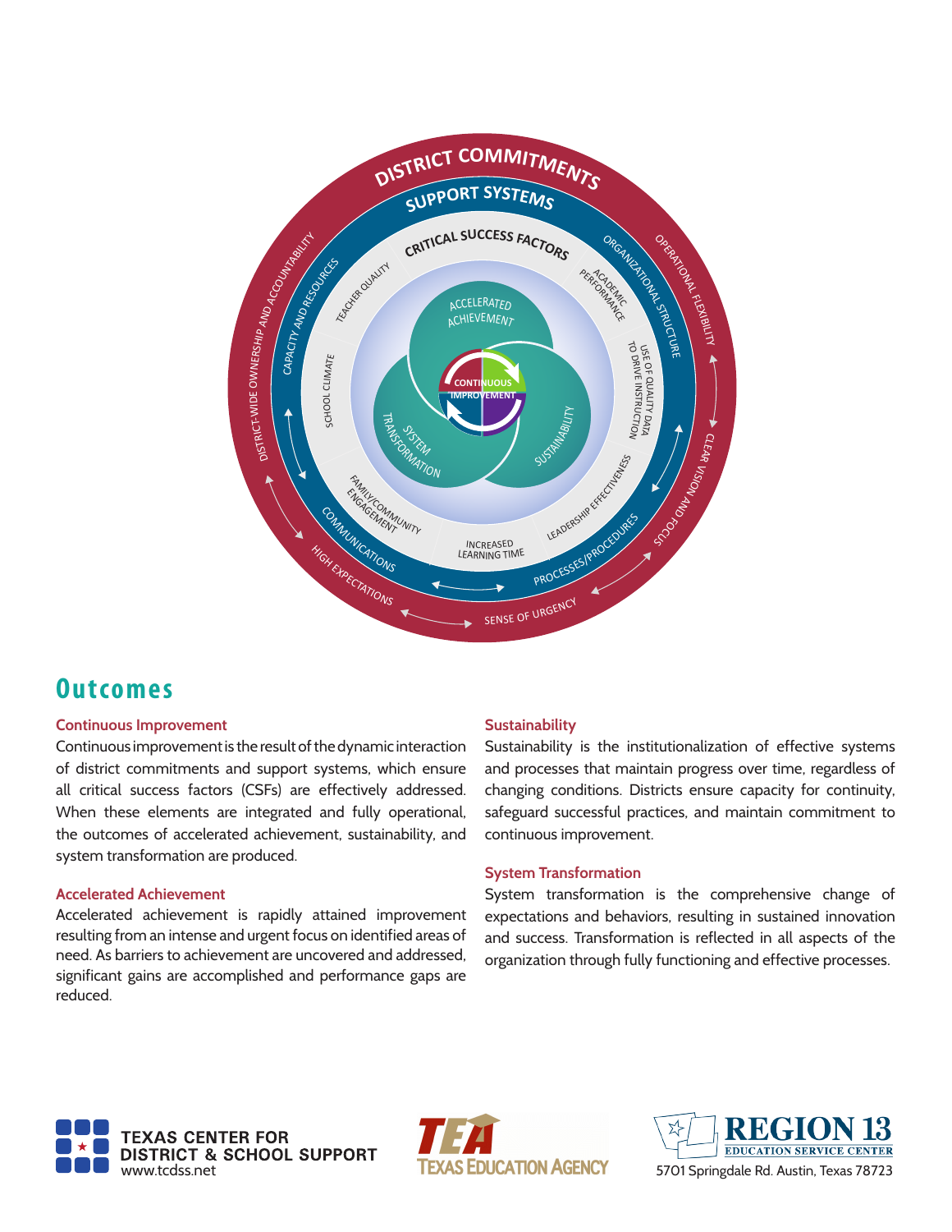DISTRICT COMMITMENTS

SUPPORT SYSTEMS

CRITICAL SUCCESS FACTORS

ACCELERATED ACHIEVEMENT

SYSTEM TRANSFORMATION

SUSTAINABILITY

CONTINUOUS IMPROVEMENT

TEACHER QUALITY

ACADEMIC PERFORMANCE

USE OF QUALITY DATA TO DRIVE INSTRUCTION

LEADERSHIP EFFECTIVENESS

INCREASED LEARNING TIME

FAMILY/COMMUNITY ENGAGEMENT

SCHOOL CLIMATE

CAPACITY AND RESOURCES

ORGANIZATIONAL STRUCTURE

PROCESSES/PROCEDURES

COMMUNICATIONS

DISTRICT-WIDE OWNERSHIP AND ACCOUNTABILITY

OPERATIONAL FLEXIBILITY

CLEAR VISION AND FOCUS

SENSE OF URGENCY

HIGH EXPECTATIONS

# Outcomes

### Continuous Improvement

Continuous improvement is the result of the dynamic interaction of district commitments and support systems, which ensure all critical success factors (CSFs) are effectively addressed. When these elements are integrated and fully operational, the outcomes of accelerated achievement, sustainability, and system transformation are produced.

### Accelerated Achievement

Accelerated achievement is rapidly attained improvement resulting from an intense and urgent focus on identified areas of need. As barriers to achievement are uncovered and addressed, significant gains are accomplished and performance gaps are reduced.

### Sustainability

Sustainability is the institutionalization of effective systems and processes that maintain progress over time, regardless of changing conditions. Districts ensure capacity for continuity, safeguard successful practices, and maintain commitment to continuous improvement.

### System Transformation

System transformation is the comprehensive change of expectations and behaviors, resulting in sustained innovation and success. Transformation is reflected in all aspects of the organization through fully functioning and effective processes.

TEXAS CENTER FOR DISTRICT & SCHOOL SUPPORT
www.tcdss.net

TEA TEXAS EDUCATION AGENCY

REGION 13 EDUCATION SERVICE CENTER
5701 Springdale Rd. Austin, Texas 78723